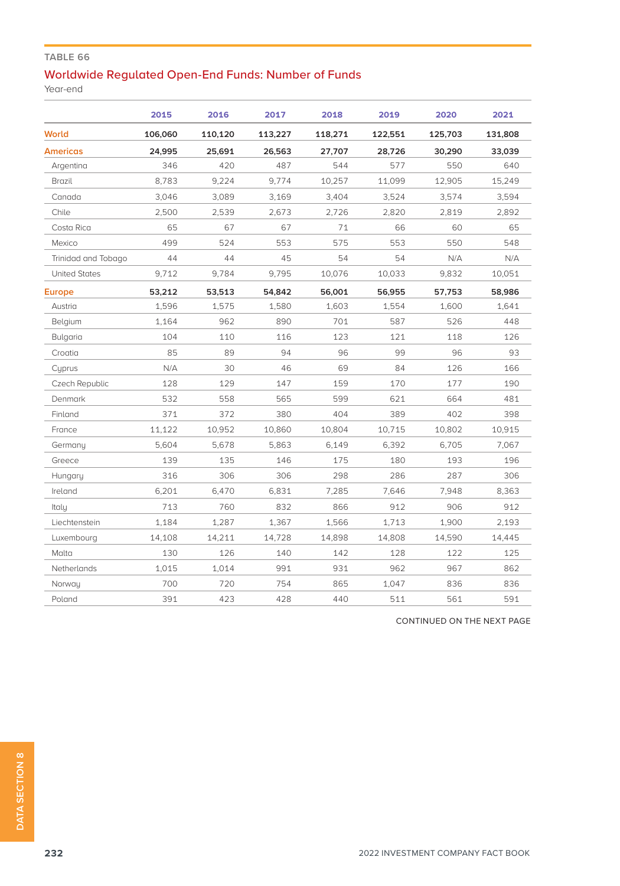TABLE 66

## Worldwide Regulated Open-End Funds: Number of Funds

Year-end

| | 2015 | 2016 | 2017 | 2018 | 2019 | 2020 | 2021 |
|---|---|---|---|---|---|---|---|
| **World** | **106,060** | **110,120** | **113,227** | **118,271** | **122,551** | **125,703** | **131,808** |
| **Americas** | **24,995** | **25,691** | **26,563** | **27,707** | **28,726** | **30,290** | **33,039** |
| Argentina | 346 | 420 | 487 | 544 | 577 | 550 | 640 |
| Brazil | 8,783 | 9,224 | 9,774 | 10,257 | 11,099 | 12,905 | 15,249 |
| Canada | 3,046 | 3,089 | 3,169 | 3,404 | 3,524 | 3,574 | 3,594 |
| Chile | 2,500 | 2,539 | 2,673 | 2,726 | 2,820 | 2,819 | 2,892 |
| Costa Rica | 65 | 67 | 67 | 71 | 66 | 60 | 65 |
| Mexico | 499 | 524 | 553 | 575 | 553 | 550 | 548 |
| Trinidad and Tobago | 44 | 44 | 45 | 54 | 54 | N/A | N/A |
| United States | 9,712 | 9,784 | 9,795 | 10,076 | 10,033 | 9,832 | 10,051 |
| **Europe** | **53,212** | **53,513** | **54,842** | **56,001** | **56,955** | **57,753** | **58,986** |
| Austria | 1,596 | 1,575 | 1,580 | 1,603 | 1,554 | 1,600 | 1,641 |
| Belgium | 1,164 | 962 | 890 | 701 | 587 | 526 | 448 |
| Bulgaria | 104 | 110 | 116 | 123 | 121 | 118 | 126 |
| Croatia | 85 | 89 | 94 | 96 | 99 | 96 | 93 |
| Cyprus | N/A | 30 | 46 | 69 | 84 | 126 | 166 |
| Czech Republic | 128 | 129 | 147 | 159 | 170 | 177 | 190 |
| Denmark | 532 | 558 | 565 | 599 | 621 | 664 | 481 |
| Finland | 371 | 372 | 380 | 404 | 389 | 402 | 398 |
| France | 11,122 | 10,952 | 10,860 | 10,804 | 10,715 | 10,802 | 10,915 |
| Germany | 5,604 | 5,678 | 5,863 | 6,149 | 6,392 | 6,705 | 7,067 |
| Greece | 139 | 135 | 146 | 175 | 180 | 193 | 196 |
| Hungary | 316 | 306 | 306 | 298 | 286 | 287 | 306 |
| Ireland | 6,201 | 6,470 | 6,831 | 7,285 | 7,646 | 7,948 | 8,363 |
| Italy | 713 | 760 | 832 | 866 | 912 | 906 | 912 |
| Liechtenstein | 1,184 | 1,287 | 1,367 | 1,566 | 1,713 | 1,900 | 2,193 |
| Luxembourg | 14,108 | 14,211 | 14,728 | 14,898 | 14,808 | 14,590 | 14,445 |
| Malta | 130 | 126 | 140 | 142 | 128 | 122 | 125 |
| Netherlands | 1,015 | 1,014 | 991 | 931 | 962 | 967 | 862 |
| Norway | 700 | 720 | 754 | 865 | 1,047 | 836 | 836 |
| Poland | 391 | 423 | 428 | 440 | 511 | 561 | 591 |

CONTINUED ON THE NEXT PAGE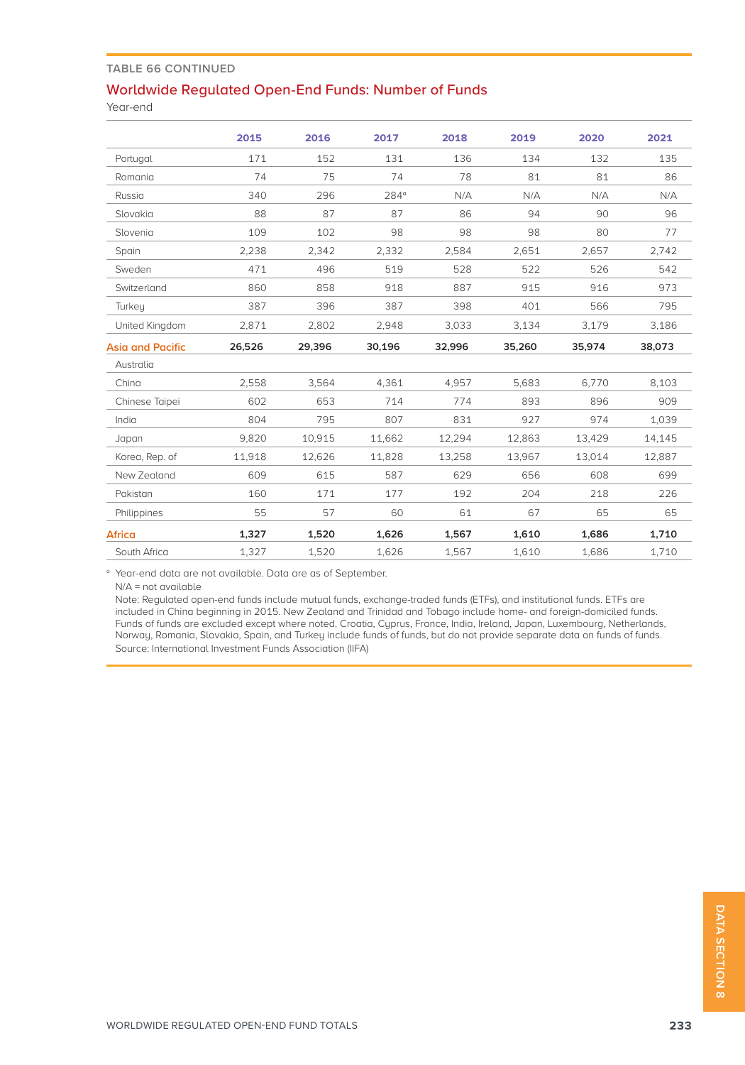TABLE 66 CONTINUED

## Worldwide Regulated Open-End Funds: Number of Funds

Year-end

| | 2015 | 2016 | 2017 | 2018 | 2019 | 2020 | 2021 |
|---|---|---|---|---|---|---|---|
| Portugal | 171 | 152 | 131 | 136 | 134 | 132 | 135 |
| Romania | 74 | 75 | 74 | 78 | 81 | 81 | 86 |
| Russia | 340 | 296 | 284[a] | N/A | N/A | N/A | N/A |
| Slovakia | 88 | 87 | 87 | 86 | 94 | 90 | 96 |
| Slovenia | 109 | 102 | 98 | 98 | 98 | 80 | 77 |
| Spain | 2,238 | 2,342 | 2,332 | 2,584 | 2,651 | 2,657 | 2,742 |
| Sweden | 471 | 496 | 519 | 528 | 522 | 526 | 542 |
| Switzerland | 860 | 858 | 918 | 887 | 915 | 916 | 973 |
| Turkey | 387 | 396 | 387 | 398 | 401 | 566 | 795 |
| United Kingdom | 2,871 | 2,802 | 2,948 | 3,033 | 3,134 | 3,179 | 3,186 |
| **Asia and Pacific** | **26,526** | **29,396** | **30,196** | **32,996** | **35,260** | **35,974** | **38,073** |
| Australia | | | | | | | |
| China | 2,558 | 3,564 | 4,361 | 4,957 | 5,683 | 6,770 | 8,103 |
| Chinese Taipei | 602 | 653 | 714 | 774 | 893 | 896 | 909 |
| India | 804 | 795 | 807 | 831 | 927 | 974 | 1,039 |
| Japan | 9,820 | 10,915 | 11,662 | 12,294 | 12,863 | 13,429 | 14,145 |
| Korea, Rep. of | 11,918 | 12,626 | 11,828 | 13,258 | 13,967 | 13,014 | 12,887 |
| New Zealand | 609 | 615 | 587 | 629 | 656 | 608 | 699 |
| Pakistan | 160 | 171 | 177 | 192 | 204 | 218 | 226 |
| Philippines | 55 | 57 | 60 | 61 | 67 | 65 | 65 |
| **Africa** | **1,327** | **1,520** | **1,626** | **1,567** | **1,610** | **1,686** | **1,710** |
| South Africa | 1,327 | 1,520 | 1,626 | 1,567 | 1,610 | 1,686 | 1,710 |

[a] Year-end data are not available. Data are as of September.

N/A = not available

Note: Regulated open-end funds include mutual funds, exchange-traded funds (ETFs), and institutional funds. ETFs are included in China beginning in 2015. New Zealand and Trinidad and Tobago include home- and foreign-domiciled funds. Funds of funds are excluded except where noted. Croatia, Cyprus, France, India, Ireland, Japan, Luxembourg, Netherlands, Norway, Romania, Slovakia, Spain, and Turkey include funds of funds, but do not provide separate data on funds of funds.

Source: International Investment Funds Association (IIFA)